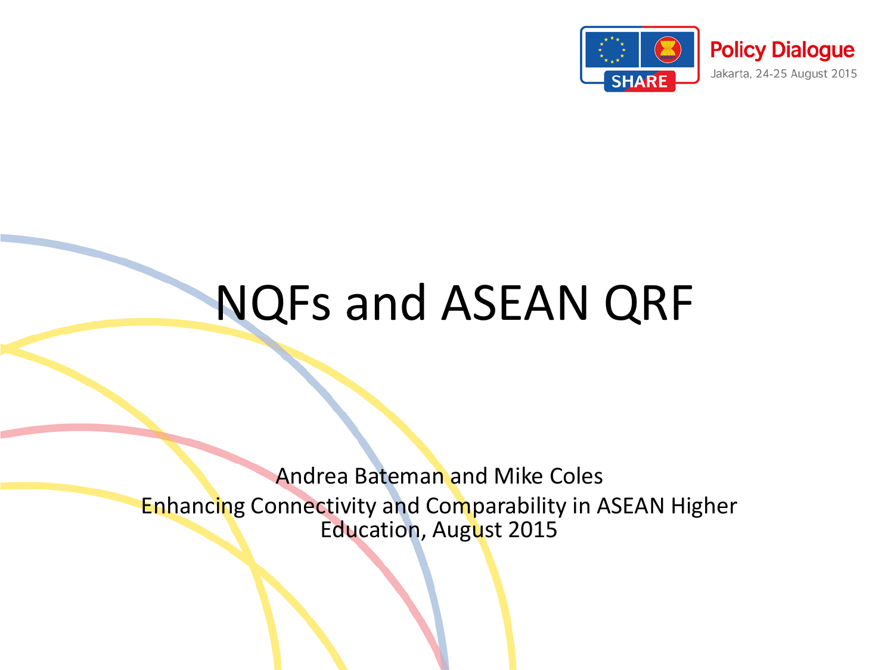Policy Dialogue

Jakarta, 24-25 August 2015

# NQFs and ASEAN QRF

Andrea Bateman and Mike Coles

Enhancing Connectivity and Comparability in ASEAN Higher Education, August 2015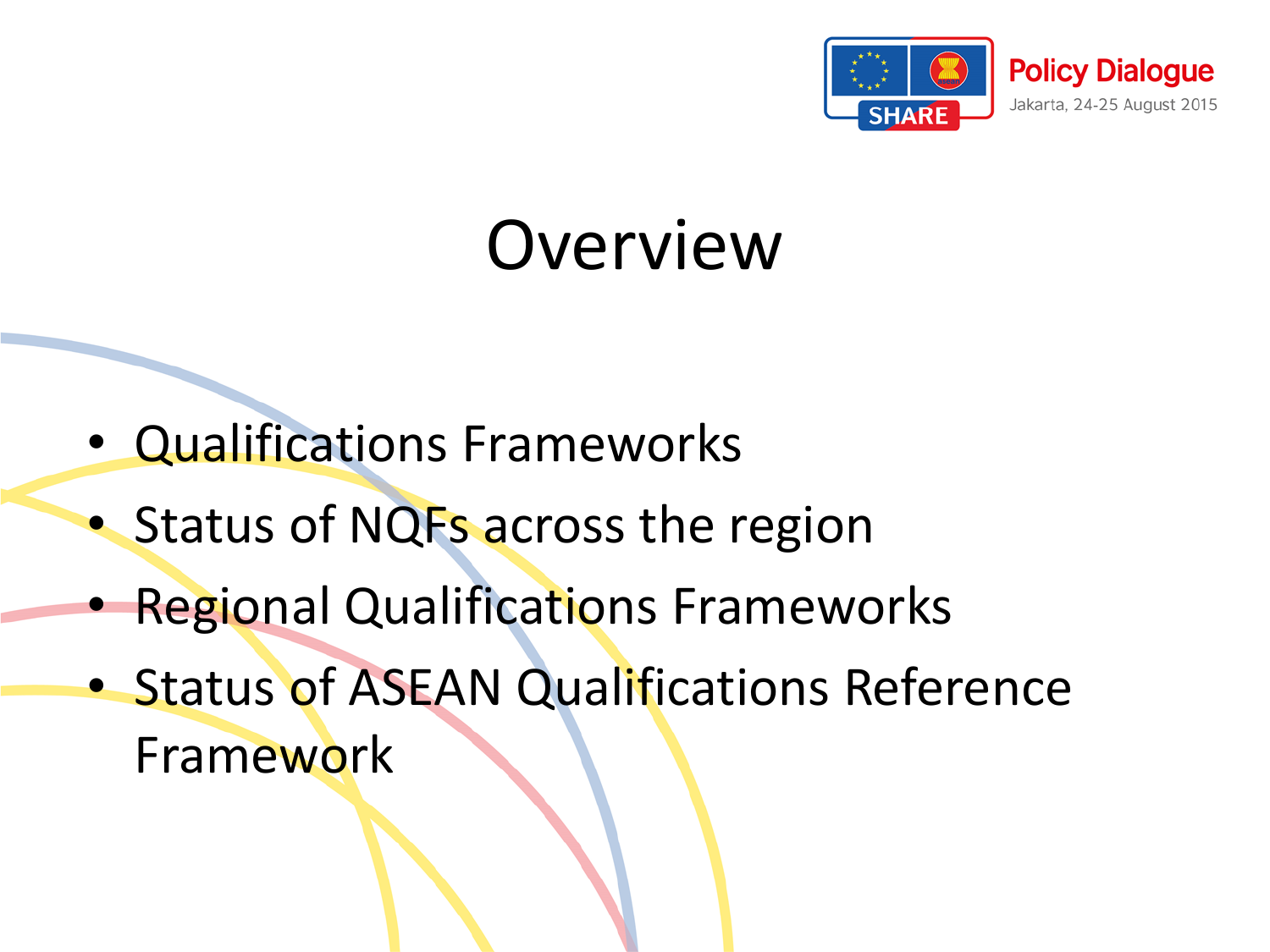# Overview

- Qualifications Frameworks
- Status of NQFs across the region
- Regional Qualifications Frameworks
- Status of ASEAN Qualifications Reference Framework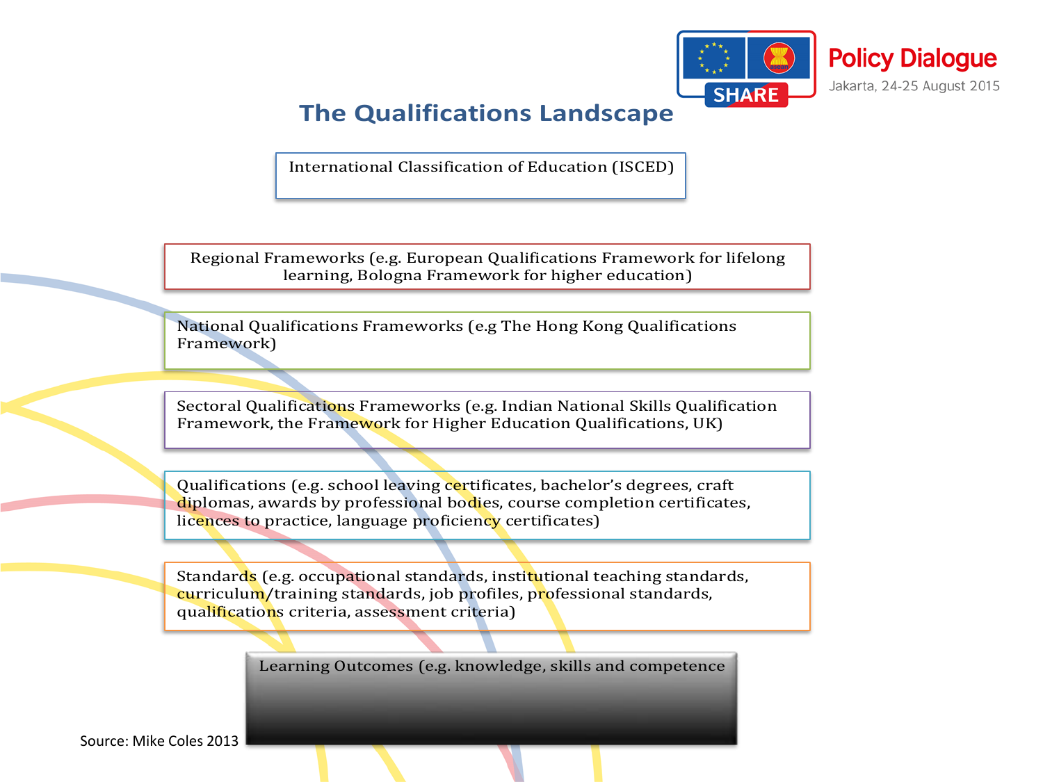# The Qualifications Landscape

International Classification of Education (ISCED)

Regional Frameworks (e.g. European Qualifications Framework for lifelong learning, Bologna Framework for higher education)

National Qualifications Frameworks (e.g The Hong Kong Qualifications Framework)

Sectoral Qualifications Frameworks (e.g. Indian National Skills Qualification Framework, the Framework for Higher Education Qualifications, UK)

Qualifications (e.g. school leaving certificates, bachelor's degrees, craft diplomas, awards by professional bodies, course completion certificates, licences to practice, language proficiency certificates)

Standards (e.g. occupational standards, institutional teaching standards, curriculum/training standards, job profiles, professional standards, qualifications criteria, assessment criteria)

Learning Outcomes (e.g. knowledge, skills and competence

Source: Mike Coles 2013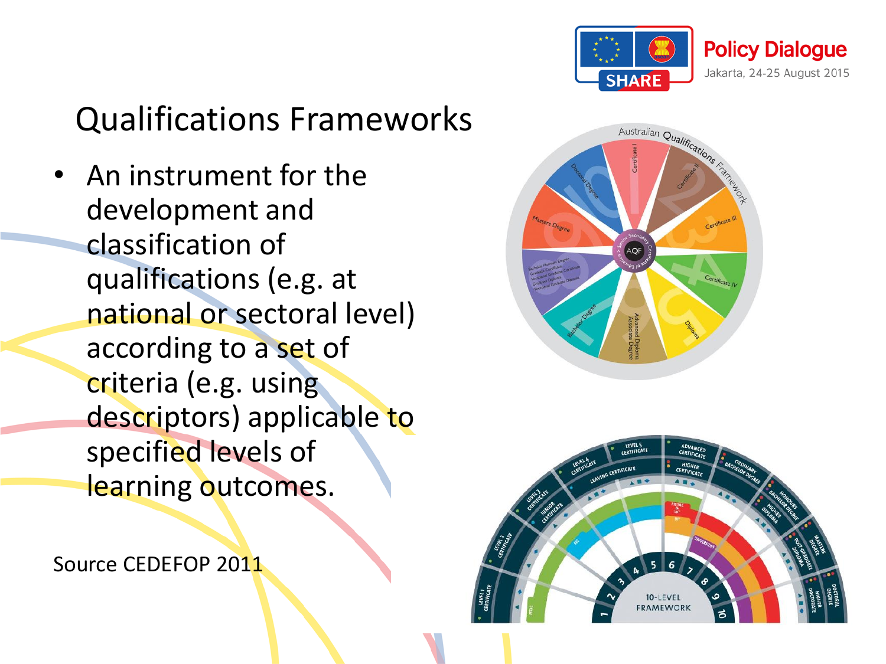# Qualifications Frameworks

- An instrument for the development and classification of qualifications (e.g. at national or sectoral level) according to a set of criteria (e.g. using descriptors) applicable to specified levels of learning outcomes.

Source CEDEFOP 2011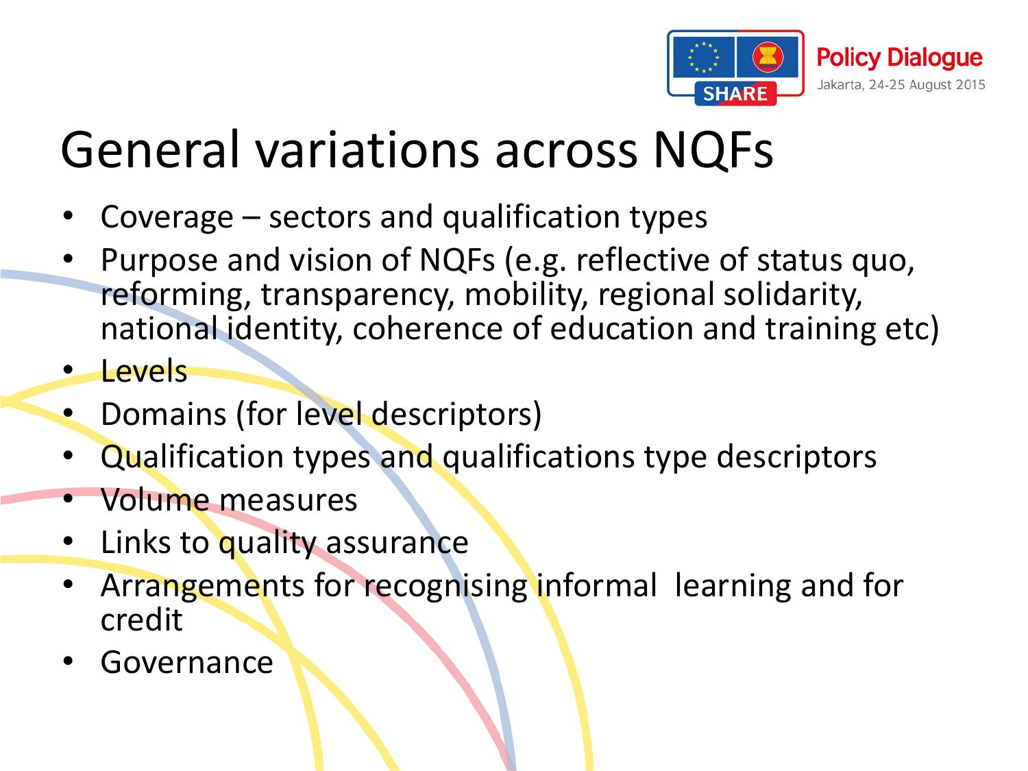# General variations across NQFs

- Coverage – sectors and qualification types
- Purpose and vision of NQFs (e.g. reflective of status quo, reforming, transparency, mobility, regional solidarity, national identity, coherence of education and training etc)
- Levels
- Domains (for level descriptors)
- Qualification types and qualifications type descriptors
- Volume measures
- Links to quality assurance
- Arrangements for recognising informal learning and for credit
- Governance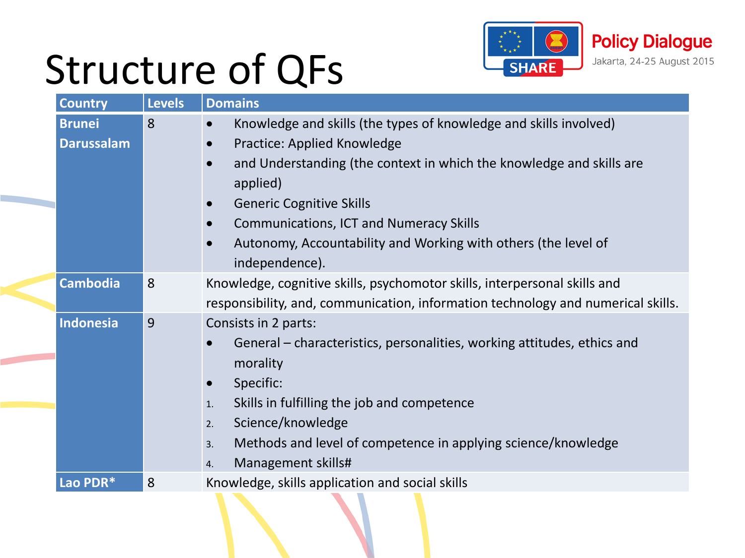# Structure of QFs

| Country | Levels | Domains |
|---|---|---|
| **Brunei Darussalam** | 8 | • Knowledge and skills (the types of knowledge and skills involved)<br>• Practice: Applied Knowledge<br>• and Understanding (the context in which the knowledge and skills are applied)<br>• Generic Cognitive Skills<br>• Communications, ICT and Numeracy Skills<br>• Autonomy, Accountability and Working with others (the level of independence). |
| **Cambodia** | 8 | Knowledge, cognitive skills, psychomotor skills, interpersonal skills and responsibility, and, communication, information technology and numerical skills. |
| **Indonesia** | 9 | Consists in 2 parts:<br>• General – characteristics, personalities, working attitudes, ethics and morality<br>• Specific:<br>1. Skills in fulfilling the job and competence<br>2. Science/knowledge<br>3. Methods and level of competence in applying science/knowledge<br>4. Management skills# |
| **Lao PDR*** | 8 | Knowledge, skills application and social skills |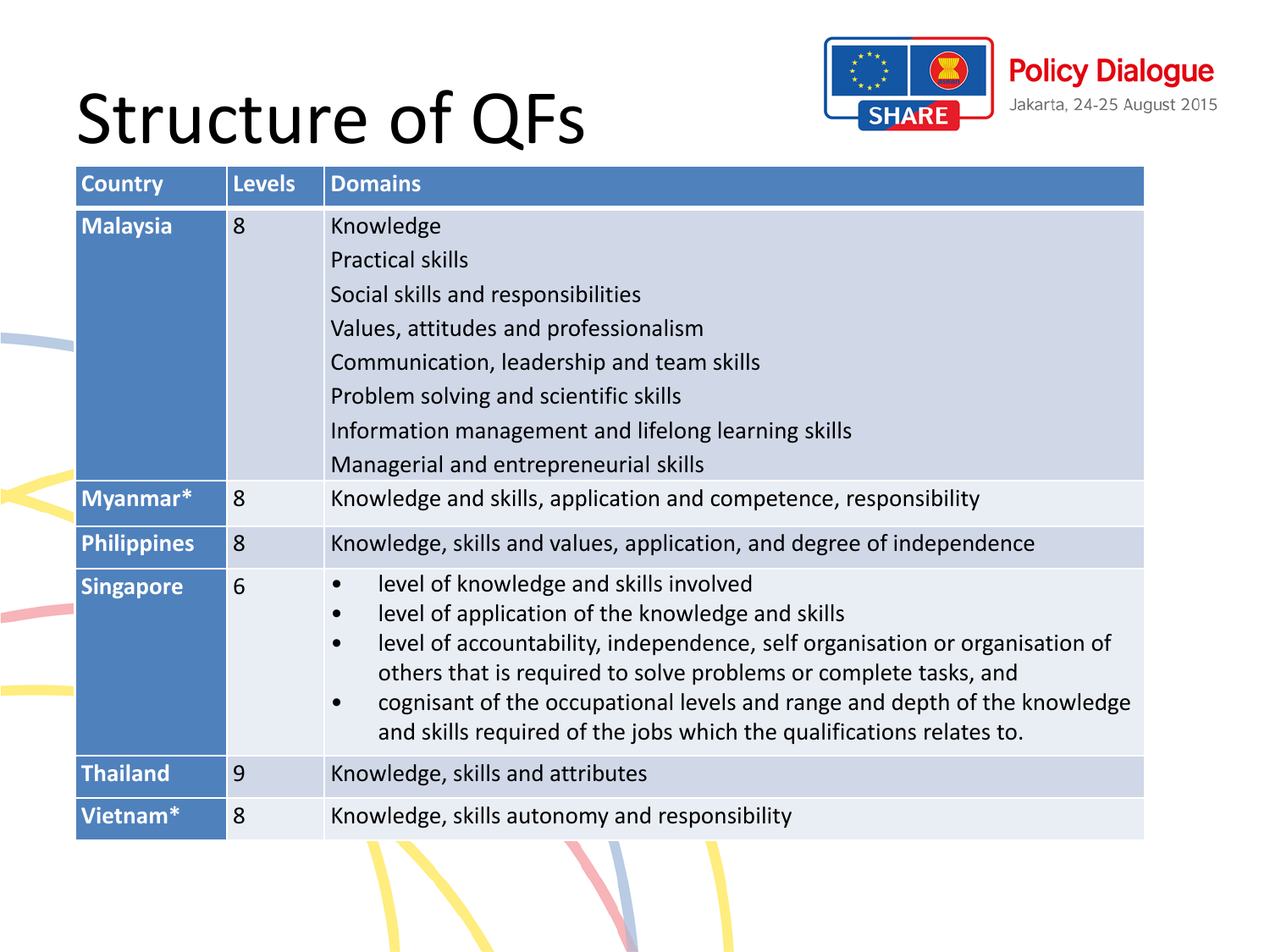# Structure of QFs

| Country | Levels | Domains |
|---|---|---|
| **Malaysia** | 8 | Knowledge<br>Practical skills<br>Social skills and responsibilities<br>Values, attitudes and professionalism<br>Communication, leadership and team skills<br>Problem solving and scientific skills<br>Information management and lifelong learning skills<br>Managerial and entrepreneurial skills |
| **Myanmar*** | 8 | Knowledge and skills, application and competence, responsibility |
| **Philippines** | 8 | Knowledge, skills and values, application, and degree of independence |
| **Singapore** | 6 | • level of knowledge and skills involved<br>• level of application of the knowledge and skills<br>• level of accountability, independence, self organisation or organisation of others that is required to solve problems or complete tasks, and<br>• cognisant of the occupational levels and range and depth of the knowledge and skills required of the jobs which the qualifications relates to. |
| **Thailand** | 9 | Knowledge, skills and attributes |
| **Vietnam*** | 8 | Knowledge, skills autonomy and responsibility |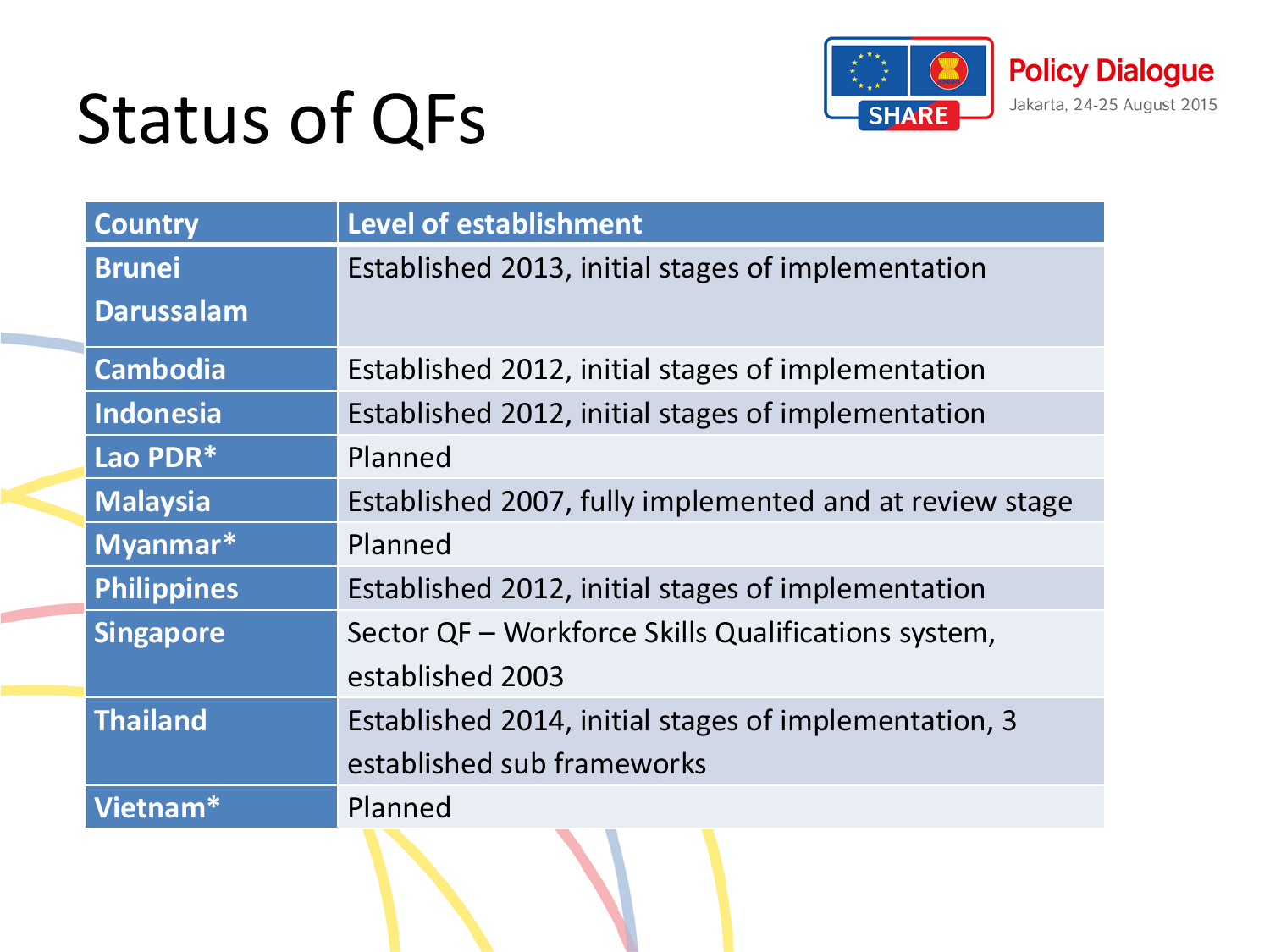# Status of QFs

| Country | Level of establishment |
|---|---|
| Brunei Darussalam | Established 2013, initial stages of implementation |
| Cambodia | Established 2012, initial stages of implementation |
| Indonesia | Established 2012, initial stages of implementation |
| Lao PDR* | Planned |
| Malaysia | Established 2007, fully implemented and at review stage |
| Myanmar* | Planned |
| Philippines | Established 2012, initial stages of implementation |
| Singapore | Sector QF – Workforce Skills Qualifications system, established 2003 |
| Thailand | Established 2014, initial stages of implementation, 3 established sub frameworks |
| Vietnam* | Planned |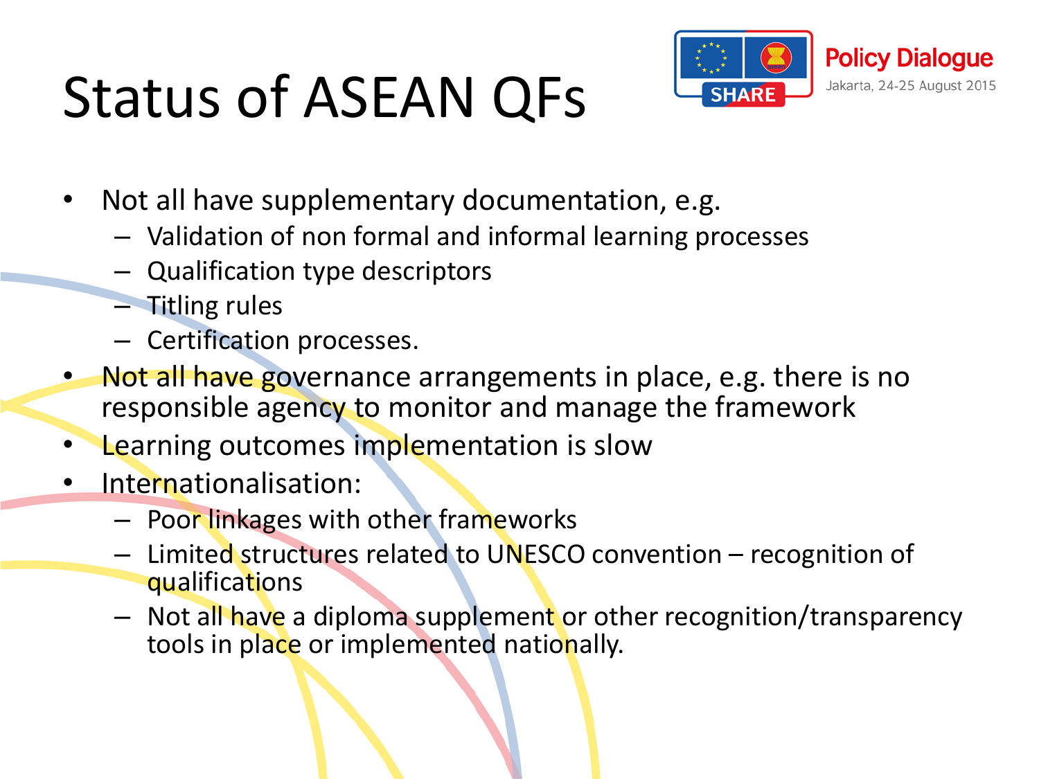# Status of ASEAN QFs

- Not all have supplementary documentation, e.g.
  - Validation of non formal and informal learning processes
  - Qualification type descriptors
  - Titling rules
  - Certification processes.
- Not all have governance arrangements in place, e.g. there is no responsible agency to monitor and manage the framework
- Learning outcomes implementation is slow
- Internationalisation:
  - Poor linkages with other frameworks
  - Limited structures related to UNESCO convention – recognition of qualifications
  - Not all have a diploma supplement or other recognition/transparency tools in place or implemented nationally.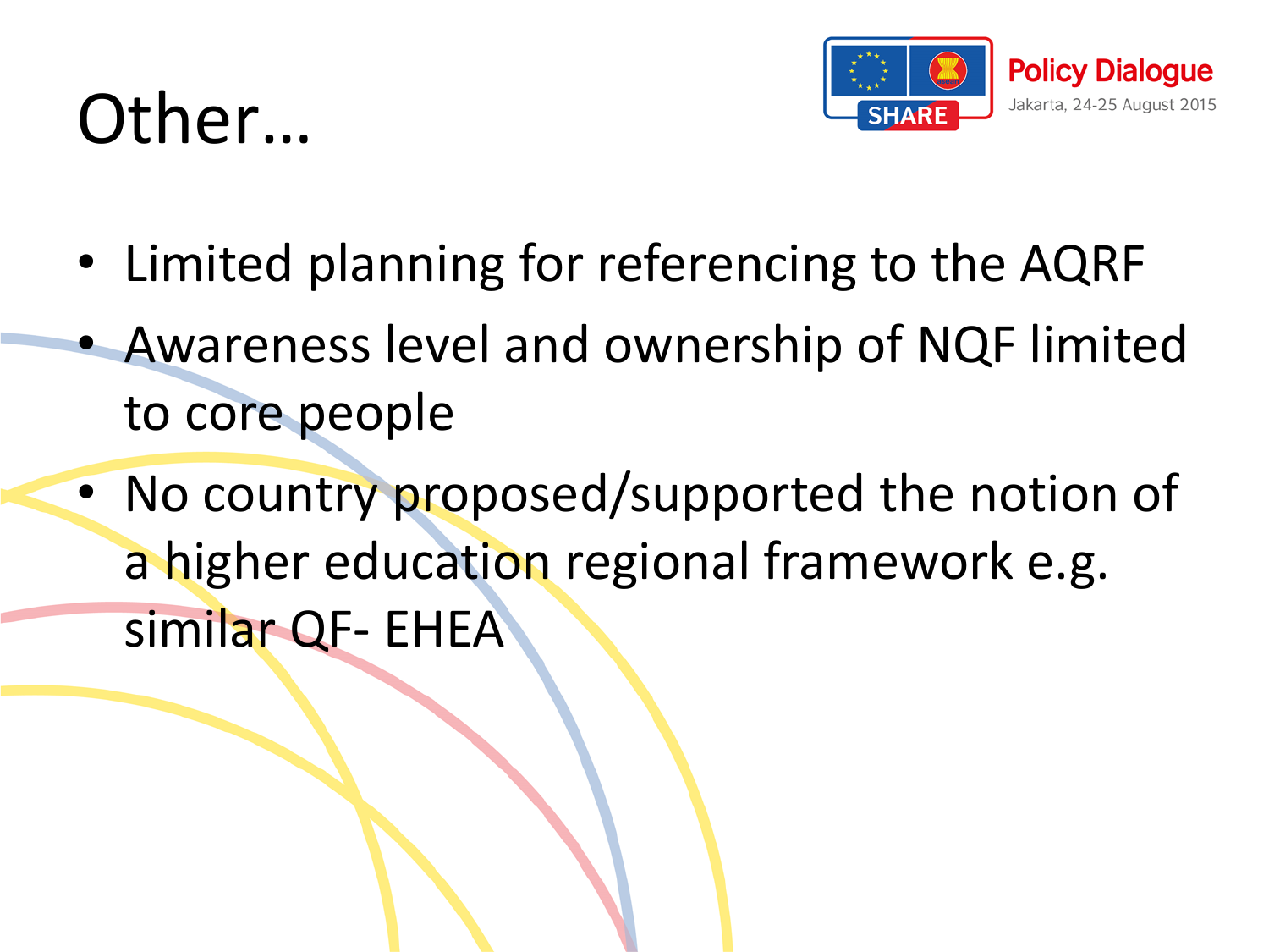# Other…

- Limited planning for referencing to the AQRF
- Awareness level and ownership of NQF limited to core people
- No country proposed/supported the notion of a higher education regional framework e.g. similar QF- EHEA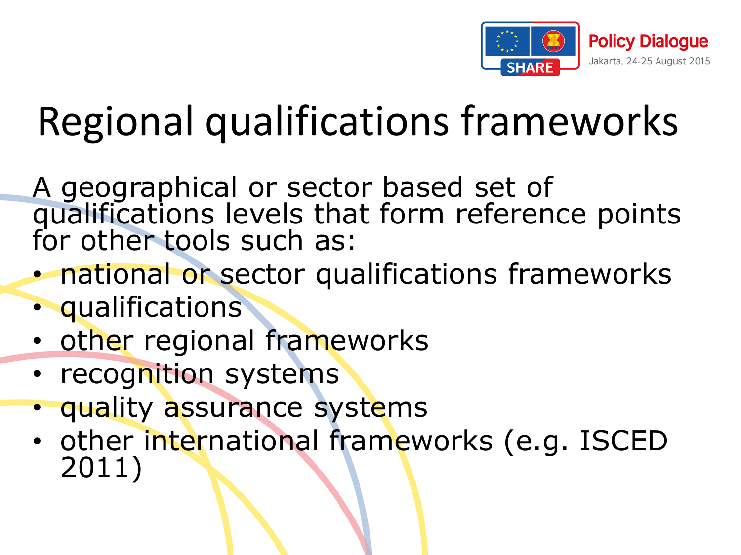# Regional qualifications frameworks

A geographical or sector based set of qualifications levels that form reference points for other tools such as:

- national or sector qualifications frameworks
- qualifications
- other regional frameworks
- recognition systems
- quality assurance systems
- other international frameworks (e.g. ISCED 2011)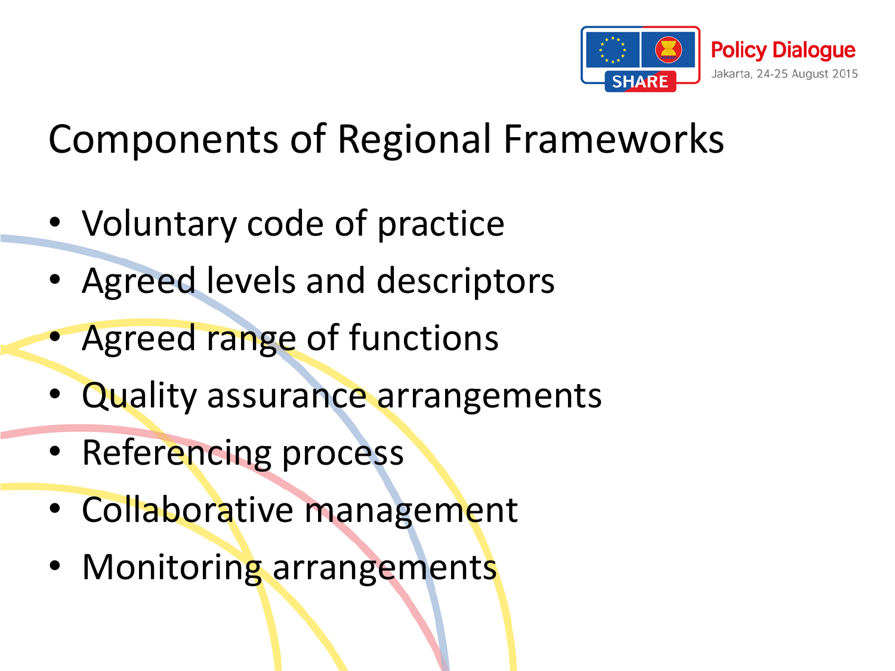# Components of Regional Frameworks

- Voluntary code of practice
- Agreed levels and descriptors
- Agreed range of functions
- Quality assurance arrangements
- Referencing process
- Collaborative management
- Monitoring arrangements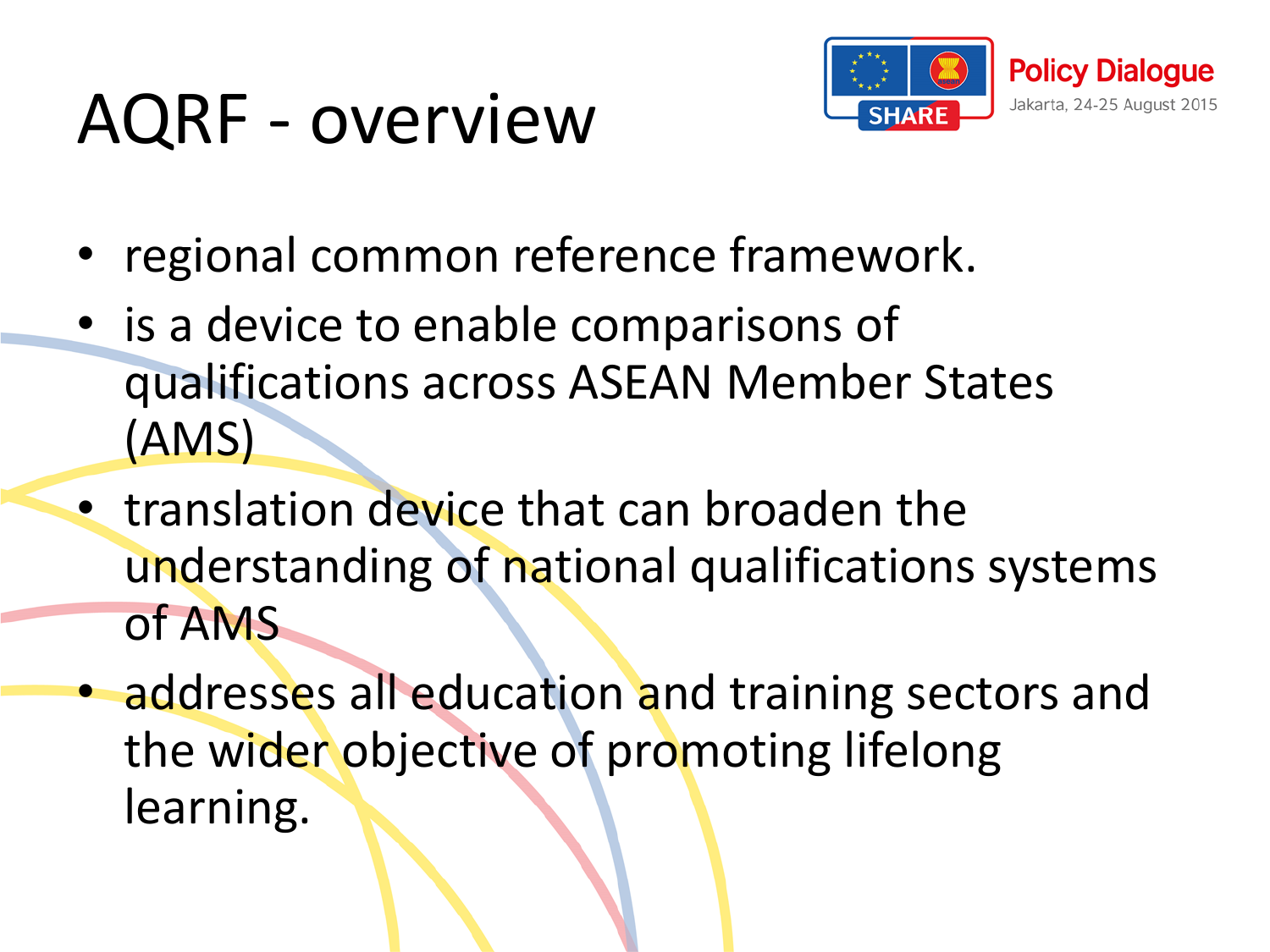# AQRF - overview

- regional common reference framework.
- is a device to enable comparisons of qualifications across ASEAN Member States (AMS)
- translation device that can broaden the understanding of national qualifications systems of AMS
- addresses all education and training sectors and the wider objective of promoting lifelong learning.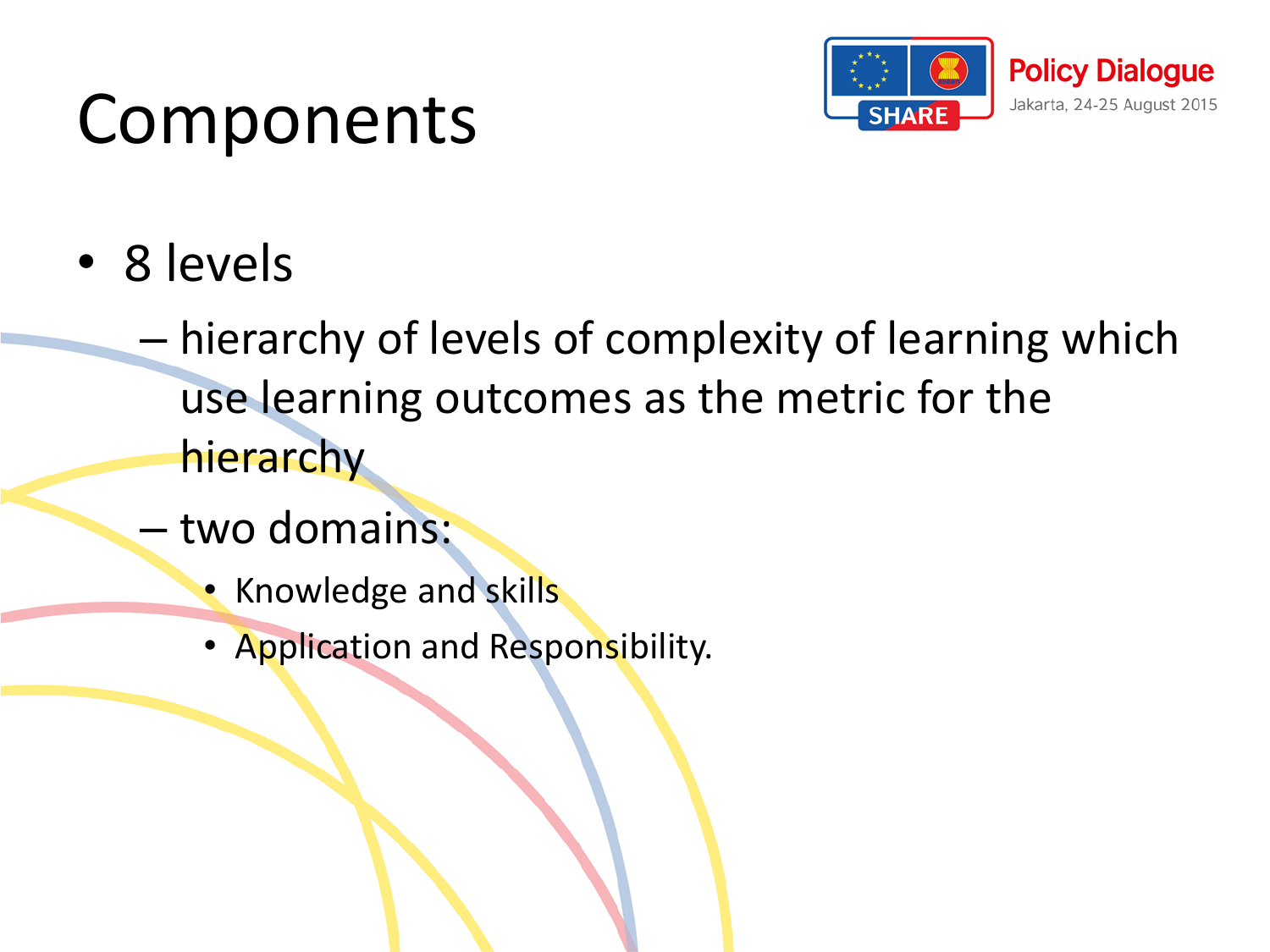# Components

- 8 levels
  - hierarchy of levels of complexity of learning which use learning outcomes as the metric for the hierarchy
  - two domains:
    - Knowledge and skills
    - Application and Responsibility.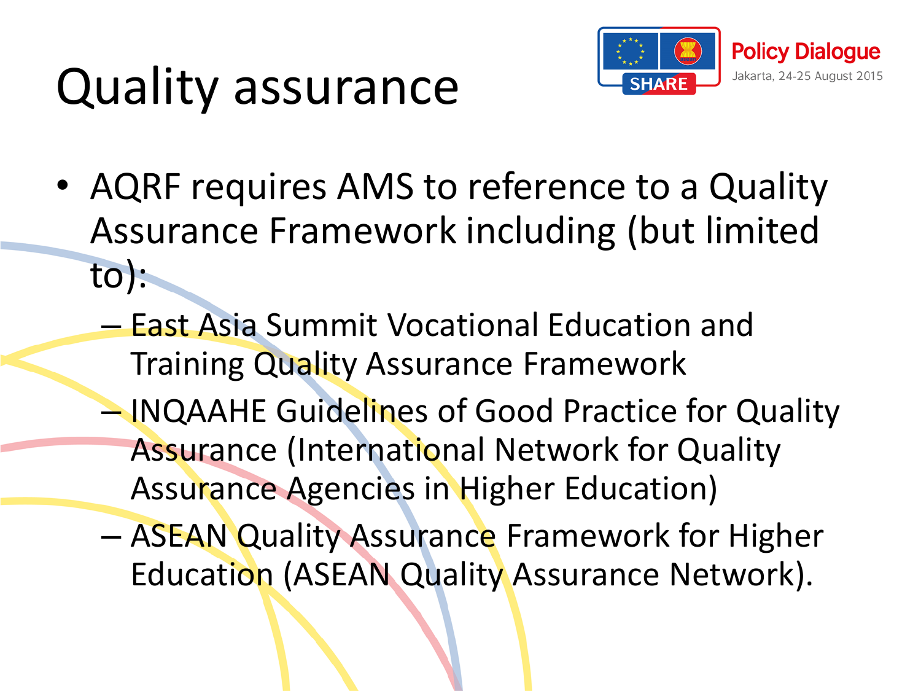# Quality assurance

- AQRF requires AMS to reference to a Quality Assurance Framework including (but limited to):
  - East Asia Summit Vocational Education and Training Quality Assurance Framework
  - INQAAHE Guidelines of Good Practice for Quality Assurance (International Network for Quality Assurance Agencies in Higher Education)
  - ASEAN Quality Assurance Framework for Higher Education (ASEAN Quality Assurance Network).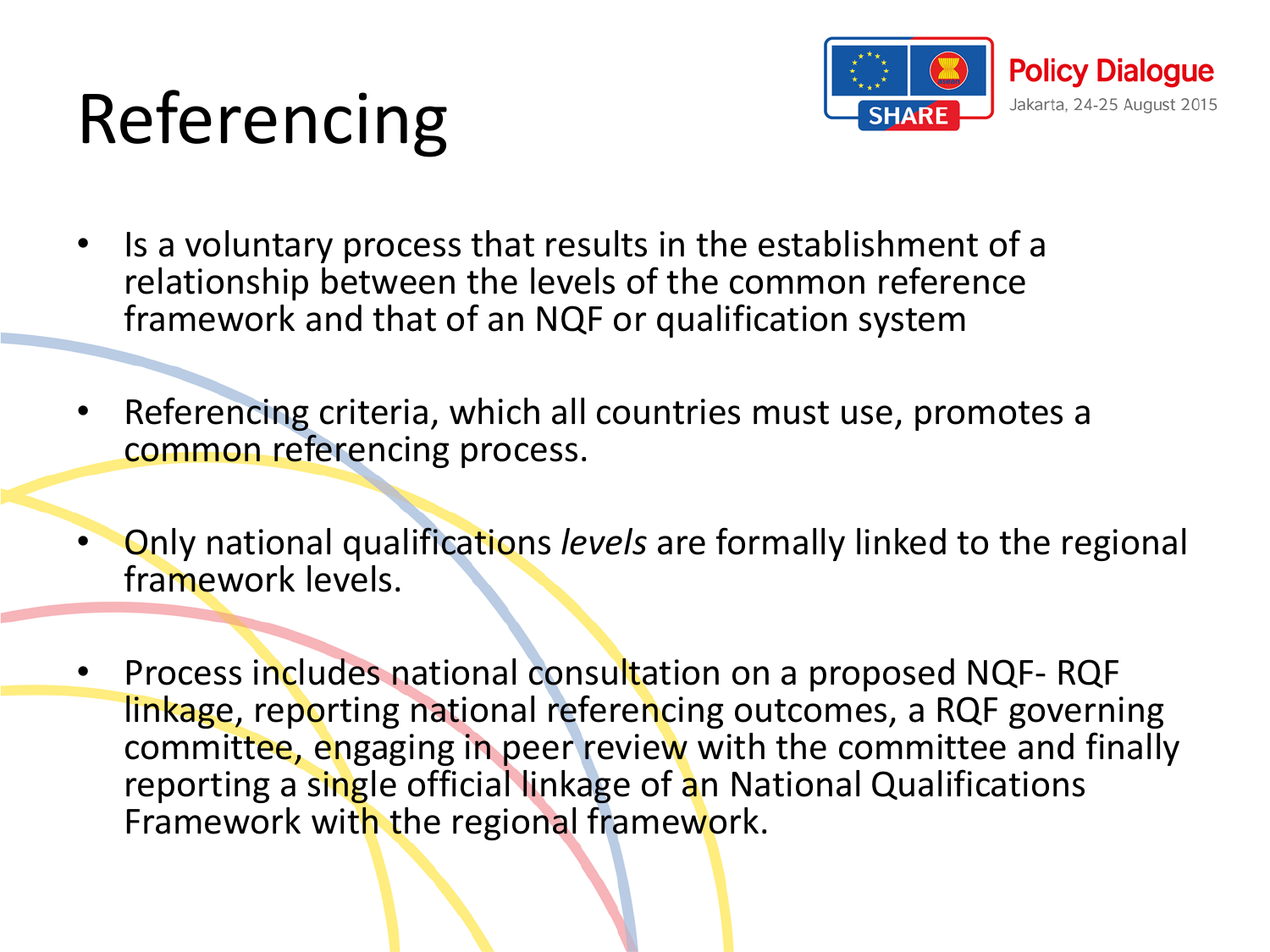# Referencing

- Is a voluntary process that results in the establishment of a relationship between the levels of the common reference framework and that of an NQF or qualification system
- Referencing criteria, which all countries must use, promotes a common referencing process.
- Only national qualifications *levels* are formally linked to the regional framework levels.
- Process includes national consultation on a proposed NQF- RQF linkage, reporting national referencing outcomes, a RQF governing committee, engaging in peer review with the committee and finally reporting a single official linkage of an National Qualifications Framework with the regional framework.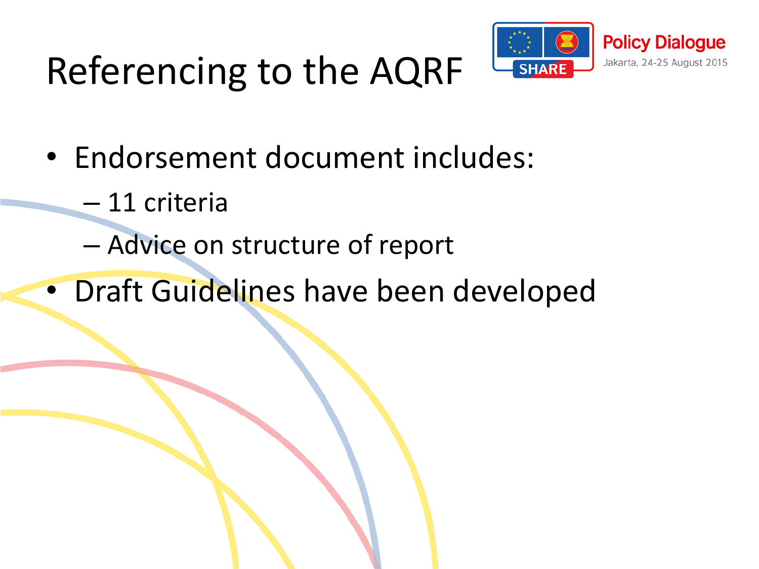# Referencing to the AQRF

- Endorsement document includes:
  - 11 criteria
  - Advice on structure of report
- Draft Guidelines have been developed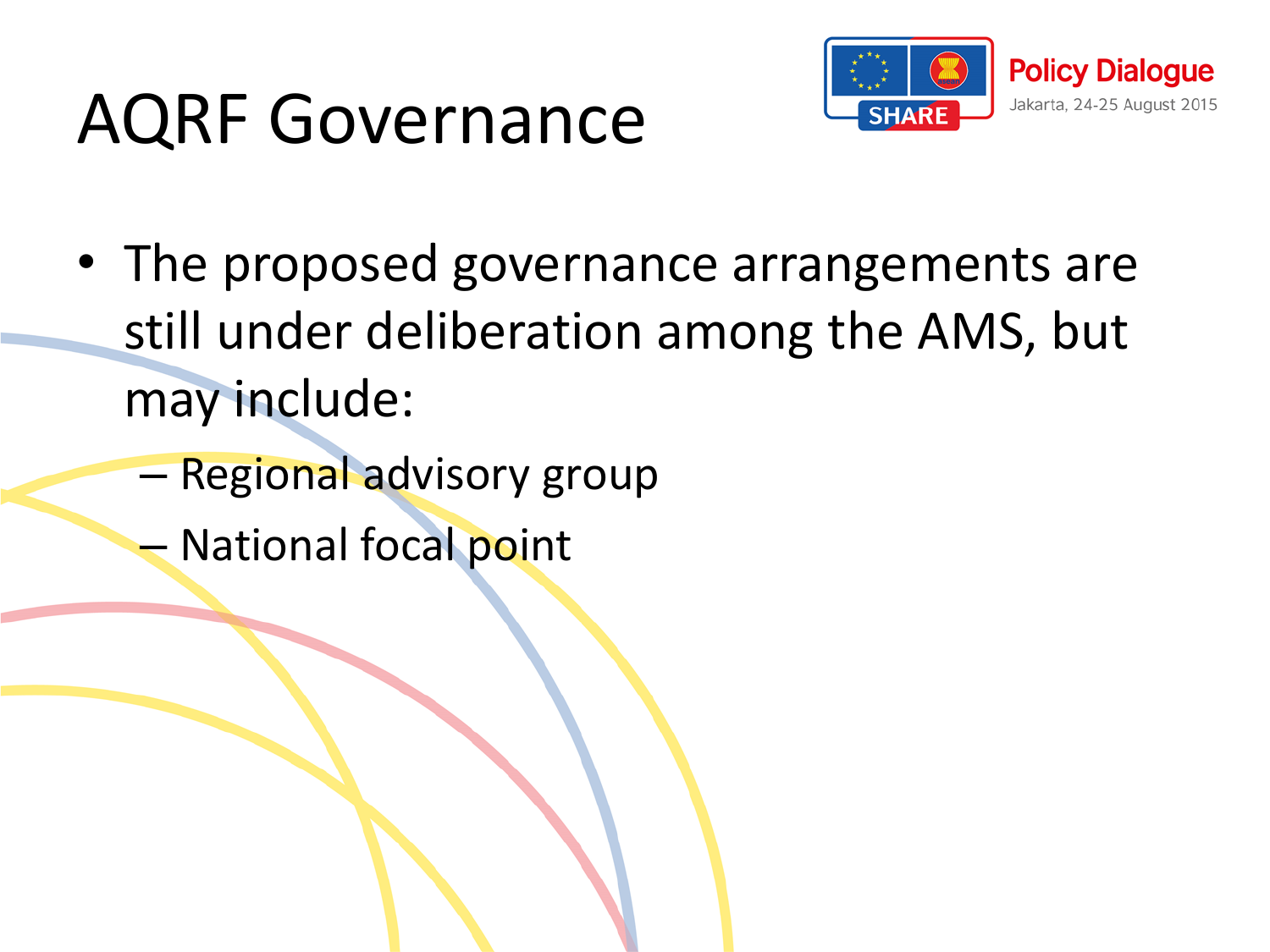# AQRF Governance

- The proposed governance arrangements are still under deliberation among the AMS, but may include:
  - Regional advisory group
  - National focal point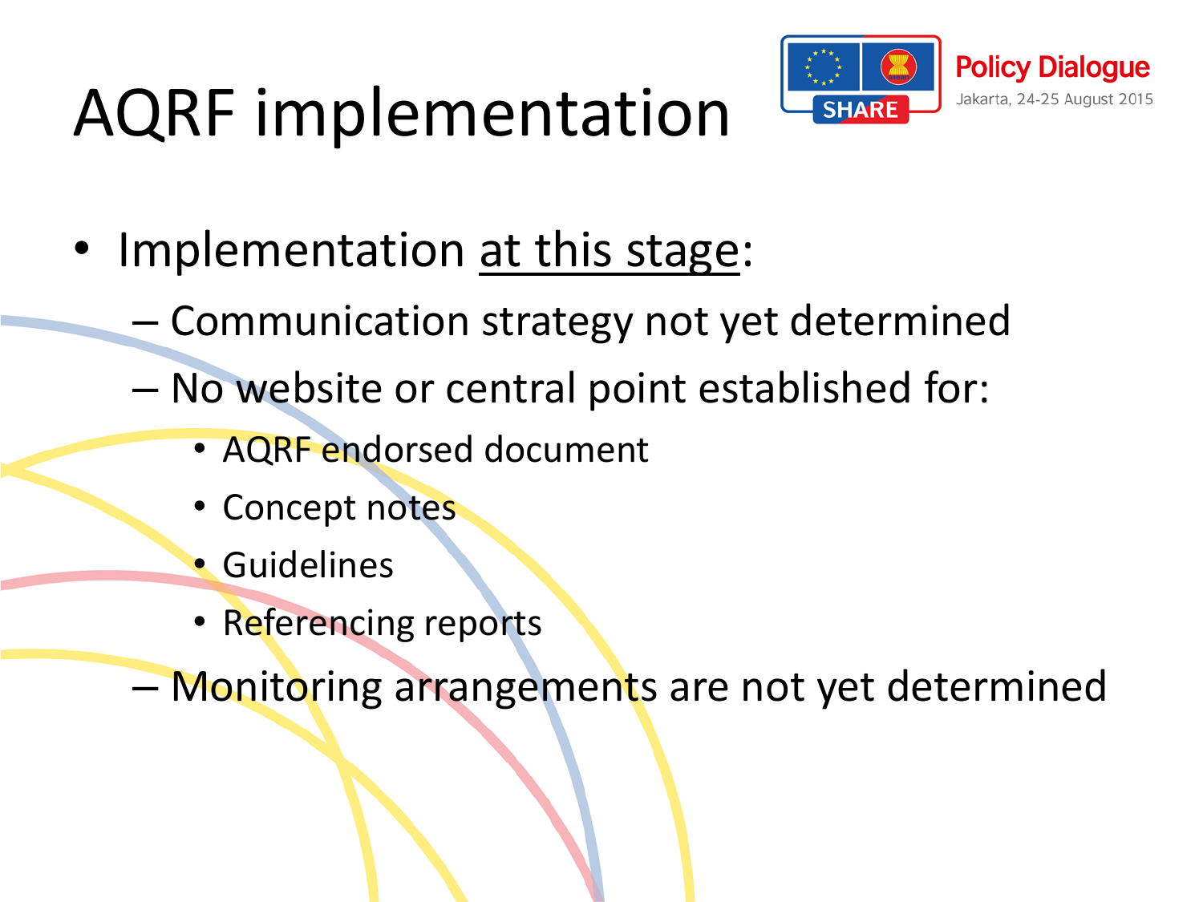# AQRF implementation

- Implementation at this stage:
  - Communication strategy not yet determined
  - No website or central point established for:
    - AQRF endorsed document
    - Concept notes
    - Guidelines
    - Referencing reports
  - Monitoring arrangements are not yet determined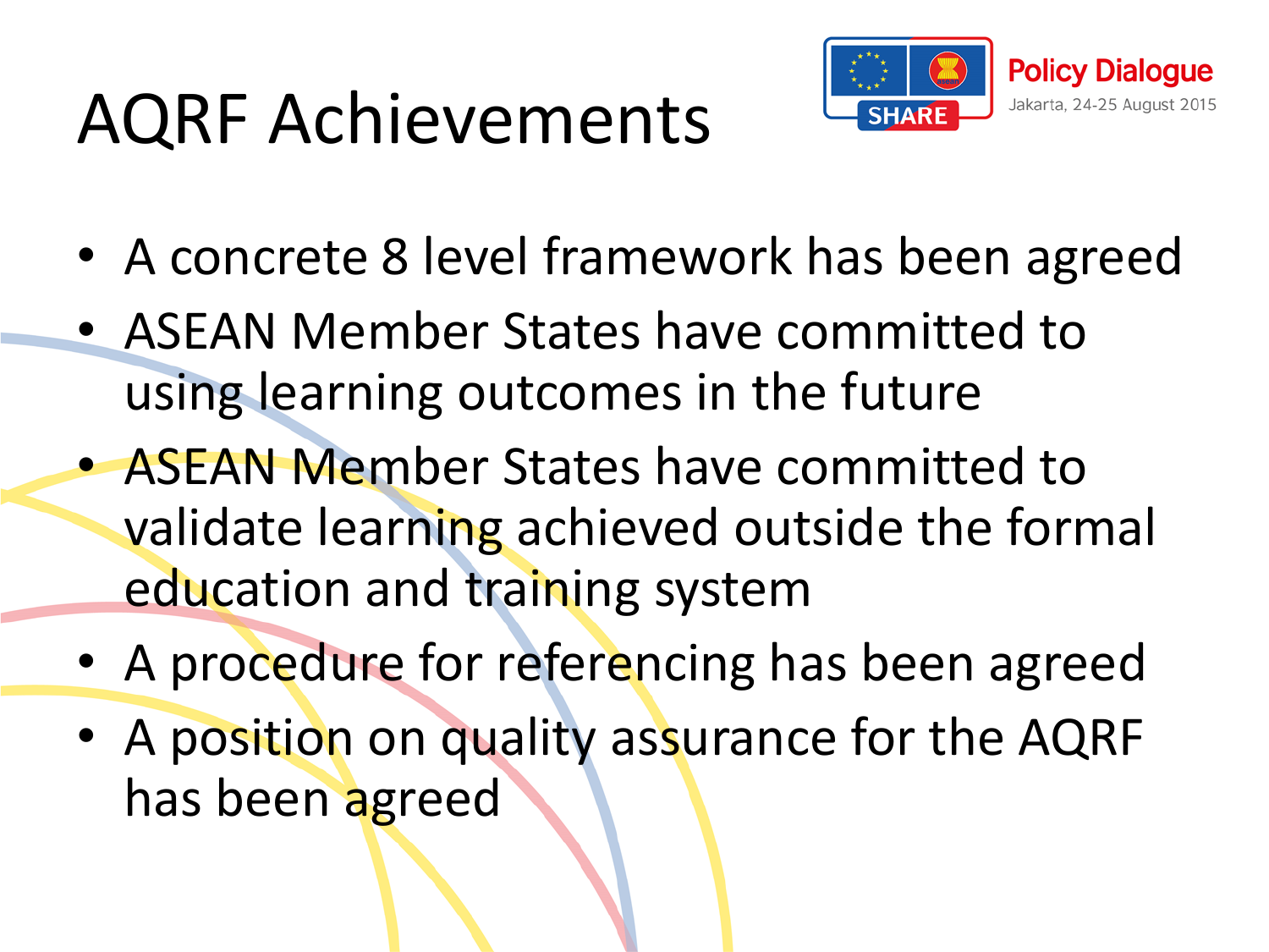# AQRF Achievements

- A concrete 8 level framework has been agreed
- ASEAN Member States have committed to using learning outcomes in the future
- ASEAN Member States have committed to validate learning achieved outside the formal education and training system
- A procedure for referencing has been agreed
- A position on quality assurance for the AQRF has been agreed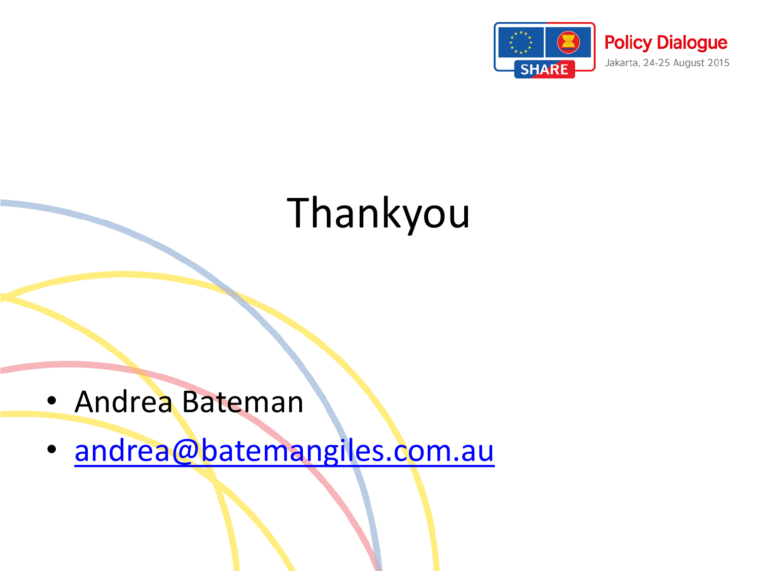# Thankyou

- Andrea Bateman
- andrea@batemangiles.com.au